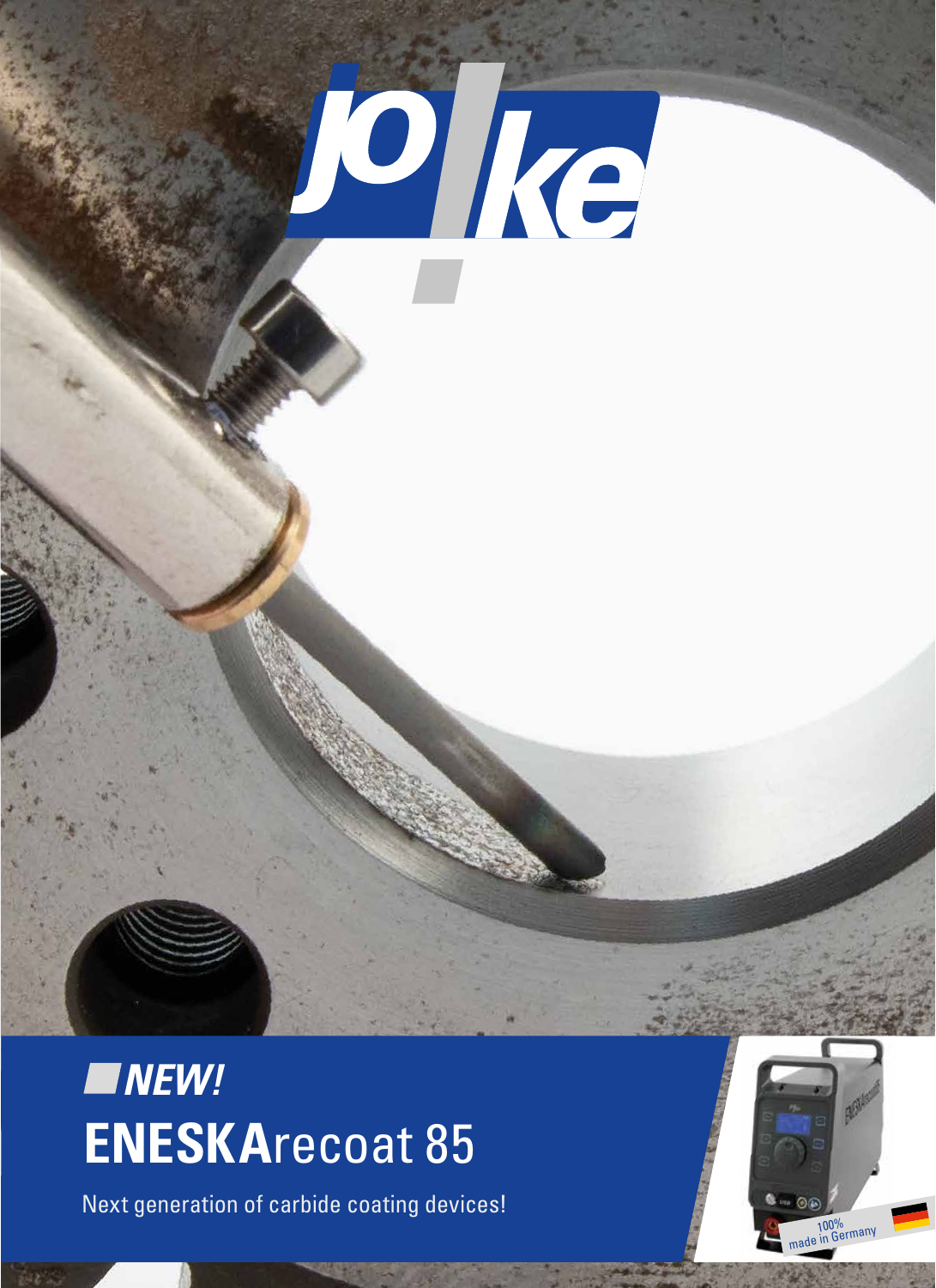# NEW!

# ENESKArecoat 85

Next generation of carbide coating devices!

100% made in Germany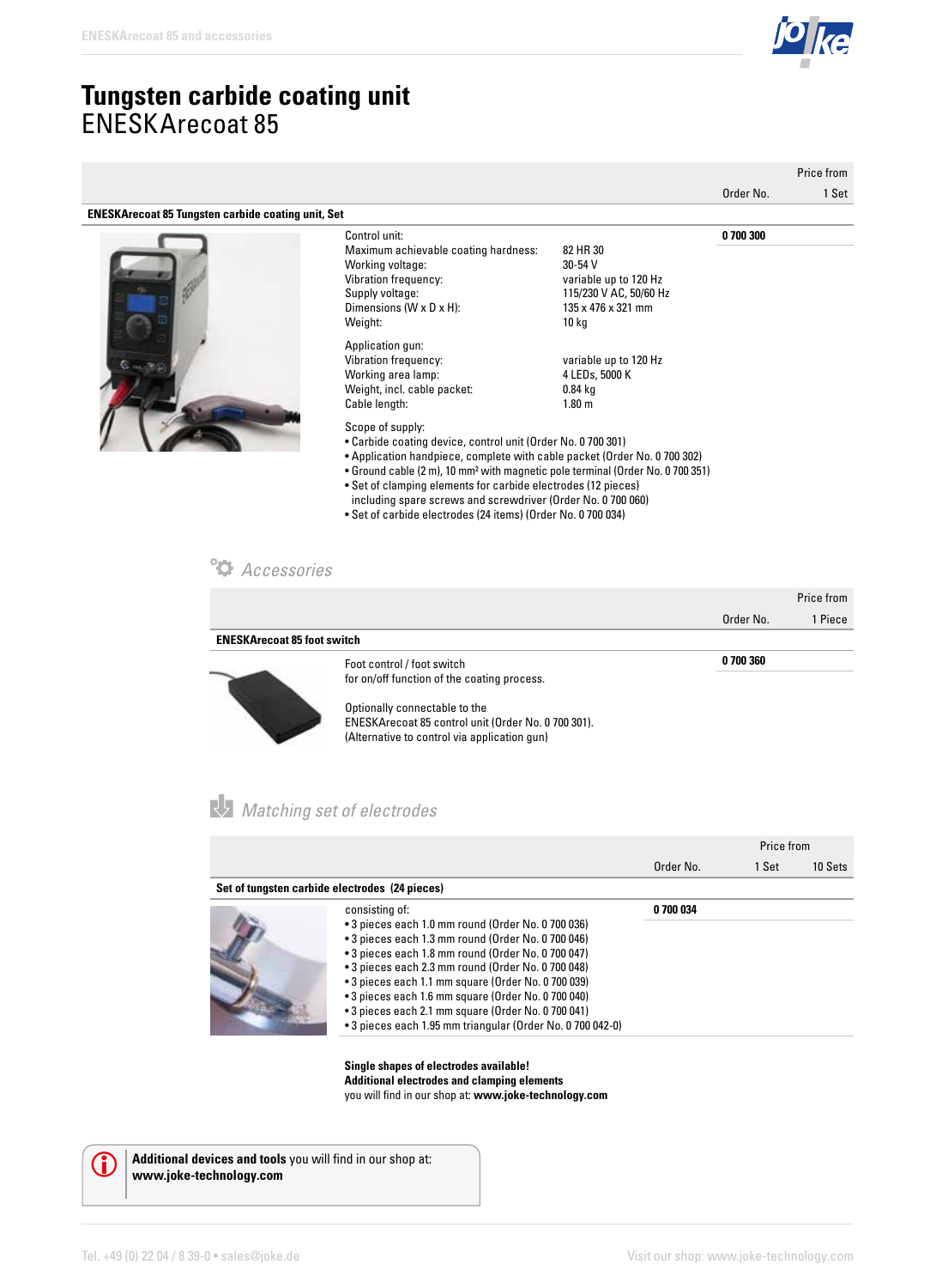# Tungsten carbide coating unit
## ENESKArecoat 85

| | Order No. | Price from 1 Set |
|---|---|---|
| **ENESKArecoat 85 Tungsten carbide coating unit, Set** | | |

| | | Order No. |
|---|---|---|
| Control unit: | | **0 700 300** |
| Maximum achievable coating hardness: | 82 HR 30 | |
| Working voltage: | 30-54 V | |
| Vibration frequency: | variable up to 120 Hz | |
| Supply voltage: | 115/230 V AC, 50/60 Hz | |
| Dimensions (W x D x H): | 135 x 476 x 321 mm | |
| Weight: | 10 kg | |
| Application gun: | | |
| Vibration frequency: | variable up to 120 Hz | |
| Working area lamp: | 4 LEDs, 5000 K | |
| Weight, incl. cable packet: | 0.84 kg | |
| Cable length: | 1.80 m | |

Scope of supply:

- Carbide coating device, control unit (Order No. 0 700 301)
- Application handpiece, complete with cable packet (Order No. 0 700 302)
- Ground cable (2 m), 10 mm² with magnetic pole terminal (Order No. 0 700 351)
- Set of clamping elements for carbide electrodes (12 pieces) including spare screws and screwdriver (Order No. 0 700 060)
- Set of carbide electrodes (24 items) (Order No. 0 700 034)

### Accessories

| | Order No. | Price from 1 Piece |
|---|---|---|
| **ENESKArecoat 85 foot switch** | | |
| Foot control / foot switch for on/off function of the coating process.<br><br>Optionally connectable to the ENESKArecoat 85 control unit (Order No. 0 700 301).<br>(Alternative to control via application gun) | **0 700 360** | |

### Matching set of electrodes

| | Order No. | Price from 1 Set | 10 Sets |
|---|---|---|---|
| **Set of tungsten carbide electrodes (24 pieces)** | | | |
| consisting of:<br>• 3 pieces each 1.0 mm round (Order No. 0 700 036)<br>• 3 pieces each 1.3 mm round (Order No. 0 700 046)<br>• 3 pieces each 1.8 mm round (Order No. 0 700 047)<br>• 3 pieces each 2.3 mm round (Order No. 0 700 048)<br>• 3 pieces each 1.1 mm square (Order No. 0 700 039)<br>• 3 pieces each 1.6 mm square (Order No. 0 700 040)<br>• 3 pieces each 2.1 mm square (Order No. 0 700 041)<br>• 3 pieces each 1.95 mm triangular (Order No. 0 700 042-0) | **0 700 034** | | |

**Single shapes of electrodes available!**
**Additional electrodes and clamping elements**
you will find in our shop at: **www.joke-technology.com**

**Additional devices and tools** you will find in our shop at:
**www.joke-technology.com**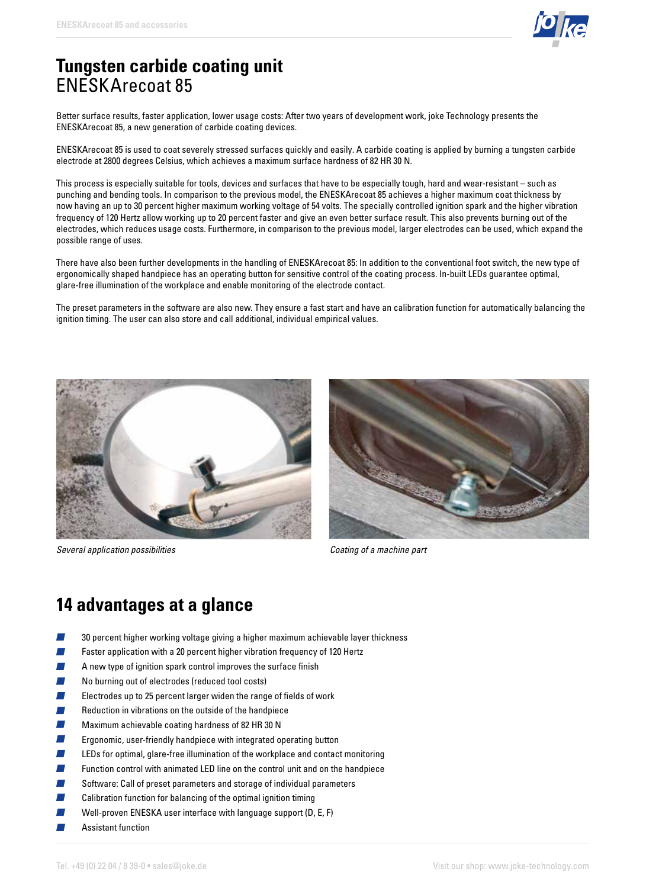# Tungsten carbide coating unit
## ENESKArecoat 85

Better surface results, faster application, lower usage costs: After two years of development work, joke Technology presents the ENESKArecoat 85, a new generation of carbide coating devices.

ENESKArecoat 85 is used to coat severely stressed surfaces quickly and easily. A carbide coating is applied by burning a tungsten carbide electrode at 2800 degrees Celsius, which achieves a maximum surface hardness of 82 HR 30 N.

This process is especially suitable for tools, devices and surfaces that have to be especially tough, hard and wear-resistant – such as punching and bending tools. In comparison to the previous model, the ENESKArecoat 85 achieves a higher maximum coat thickness by now having an up to 30 percent higher maximum working voltage of 54 volts. The specially controlled ignition spark and the higher vibration frequency of 120 Hertz allow working up to 20 percent faster and give an even better surface result. This also prevents burning out of the electrodes, which reduces usage costs. Furthermore, in comparison to the previous model, larger electrodes can be used, which expand the possible range of uses.

There have also been further developments in the handling of ENESKArecoat 85: In addition to the conventional foot switch, the new type of ergonomically shaped handpiece has an operating button for sensitive control of the coating process. In-built LEDs guarantee optimal, glare-free illumination of the workplace and enable monitoring of the electrode contact.

The preset parameters in the software are also new. They ensure a fast start and have an calibration function for automatically balancing the ignition timing. The user can also store and call additional, individual empirical values.

*Several application possibilities*

*Coating of a machine part*

## 14 advantages at a glance

- 30 percent higher working voltage giving a higher maximum achievable layer thickness
- Faster application with a 20 percent higher vibration frequency of 120 Hertz
- A new type of ignition spark control improves the surface finish
- No burning out of electrodes (reduced tool costs)
- Electrodes up to 25 percent larger widen the range of fields of work
- Reduction in vibrations on the outside of the handpiece
- Maximum achievable coating hardness of 82 HR 30 N
- Ergonomic, user-friendly handpiece with integrated operating button
- LEDs for optimal, glare-free illumination of the workplace and contact monitoring
- Function control with animated LED line on the control unit and on the handpiece
- Software: Call of preset parameters and storage of individual parameters
- Calibration function for balancing of the optimal ignition timing
- Well-proven ENESKA user interface with language support (D, E, F)
- Assistant function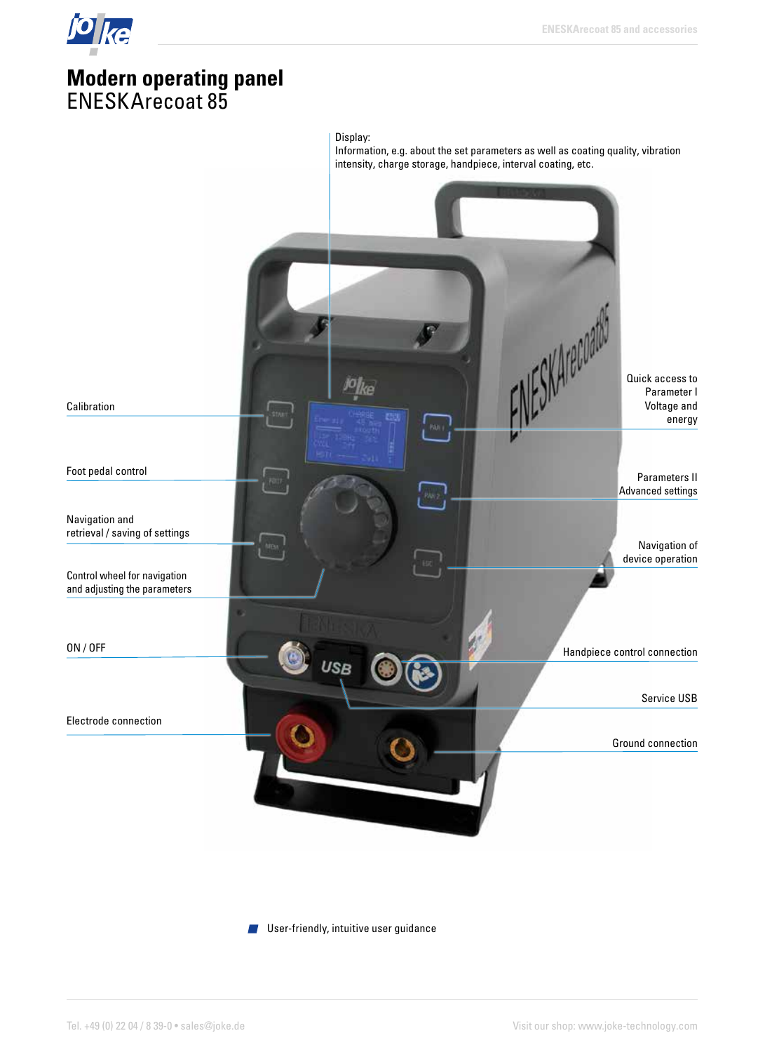# Modern operating panel
## ENESKArecoat 85

Display:
Information, e.g. about the set parameters as well as coating quality, vibration intensity, charge storage, handpiece, interval coating, etc.

Calibration

Foot pedal control

Navigation and retrieval / saving of settings

Control wheel for navigation and adjusting the parameters

ON / OFF

Electrode connection

Quick access to Parameter I Voltage and energy

Parameters II Advanced settings

Navigation of device operation

Handpiece control connection

Service USB

Ground connection

- User-friendly, intuitive user guidance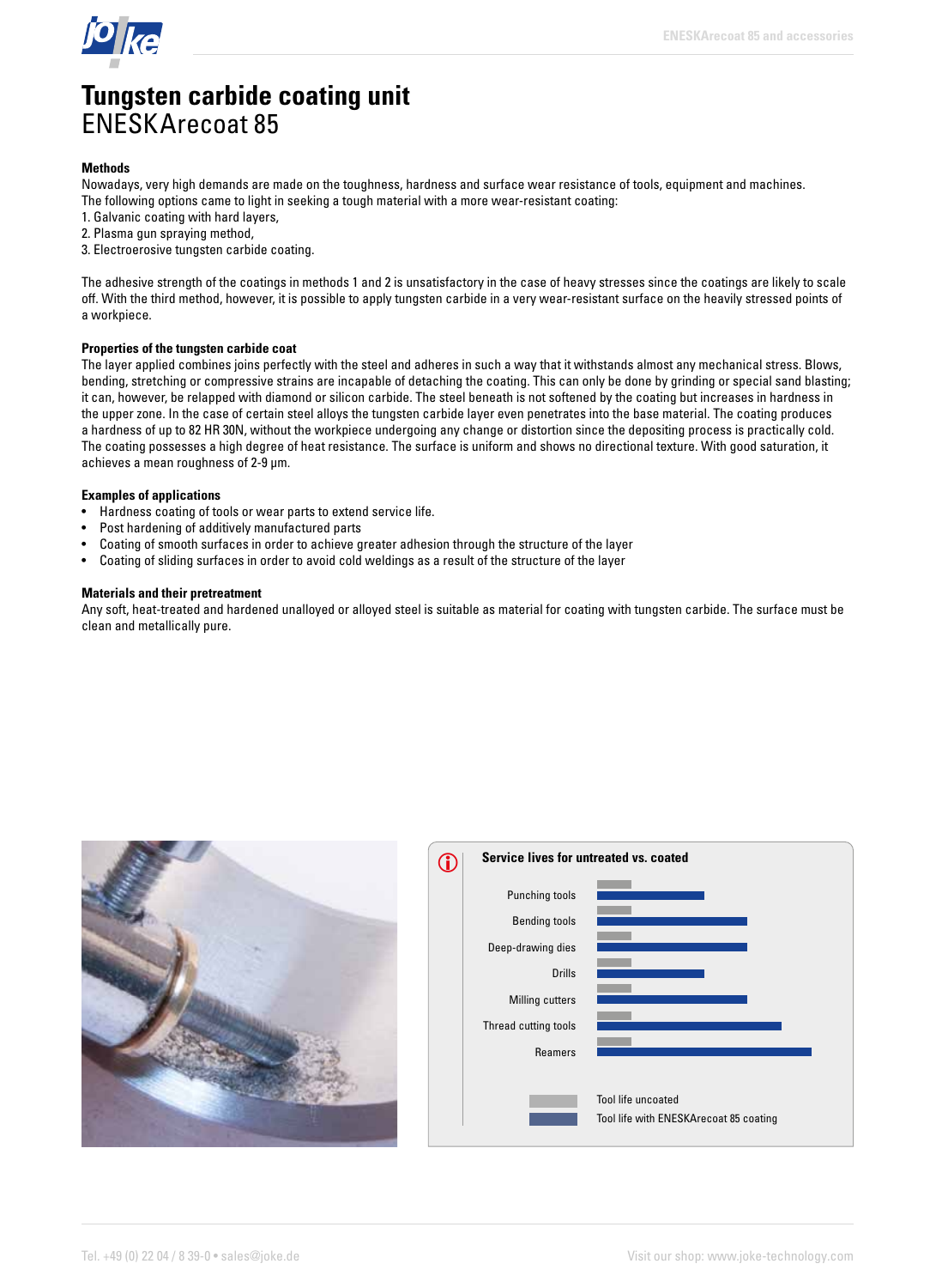# Tungsten carbide coating unit
## ENESKArecoat 85

### Methods

Nowadays, very high demands are made on the toughness, hardness and surface wear resistance of tools, equipment and machines. The following options came to light in seeking a tough material with a more wear-resistant coating:

1. Galvanic coating with hard layers,
2. Plasma gun spraying method,
3. Electroerosive tungsten carbide coating.

The adhesive strength of the coatings in methods 1 and 2 is unsatisfactory in the case of heavy stresses since the coatings are likely to scale off. With the third method, however, it is possible to apply tungsten carbide in a very wear-resistant surface on the heavily stressed points of a workpiece.

### Properties of the tungsten carbide coat

The layer applied combines joins perfectly with the steel and adheres in such a way that it withstands almost any mechanical stress. Blows, bending, stretching or compressive strains are incapable of detaching the coating. This can only be done by grinding or special sand blasting; it can, however, be relapped with diamond or silicon carbide. The steel beneath is not softened by the coating but increases in hardness in the upper zone. In the case of certain steel alloys the tungsten carbide layer even penetrates into the base material. The coating produces a hardness of up to 82 HR 30N, without the workpiece undergoing any change or distortion since the depositing process is practically cold. The coating possesses a high degree of heat resistance. The surface is uniform and shows no directional texture. With good saturation, it achieves a mean roughness of 2-9 µm.

### Examples of applications

- Hardness coating of tools or wear parts to extend service life.
- Post hardening of additively manufactured parts
- Coating of smooth surfaces in order to achieve greater adhesion through the structure of the layer
- Coating of sliding surfaces in order to avoid cold weldings as a result of the structure of the layer

### Materials and their pretreatment

Any soft, heat-treated and hardened unalloyed or alloyed steel is suitable as material for coating with tungsten carbide. The surface must be clean and metallically pure.

**Service lives for untreated vs. coated**

Punching tools

Bending tools

Deep-drawing dies

Drills

Milling cutters

Thread cutting tools

Reamers

Tool life uncoated

Tool life with ENESKArecoat 85 coating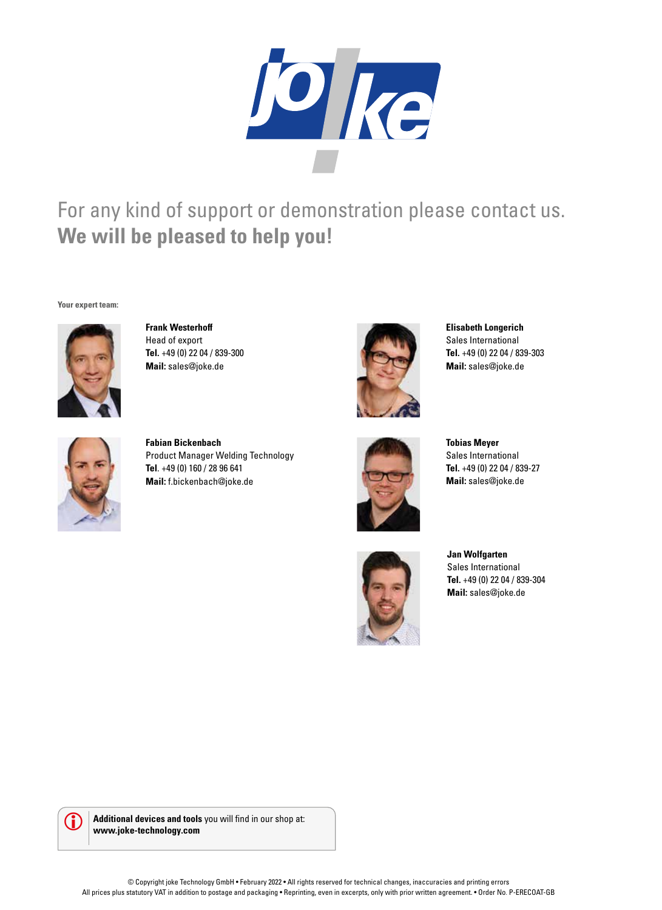For any kind of support or demonstration please contact us.
**We will be pleased to help you!**

**Your expert team:**

**Frank Westerhoff**
Head of export
**Tel.** +49 (0) 22 04 / 839-300
**Mail:** sales@joke.de

**Elisabeth Longerich**
Sales International
**Tel.** +49 (0) 22 04 / 839-303
**Mail:** sales@joke.de

**Fabian Bickenbach**
Product Manager Welding Technology
**Tel**. +49 (0) 160 / 28 96 641
**Mail:** f.bickenbach@joke.de

**Tobias Meyer**
Sales International
**Tel.** +49 (0) 22 04 / 839-27
**Mail:** sales@joke.de

**Jan Wolfgarten**
Sales International
**Tel.** +49 (0) 22 04 / 839-304
**Mail:** sales@joke.de

**Additional devices and tools** you will find in our shop at:
**www.joke-technology.com**

© Copyright joke Technology GmbH • February 2022 • All rights reserved for technical changes, inaccuracies and printing errors
All prices plus statutory VAT in addition to postage and packaging • Reprinting, even in excerpts, only with prior written agreement. • Order No. P-ERECOAT-GB